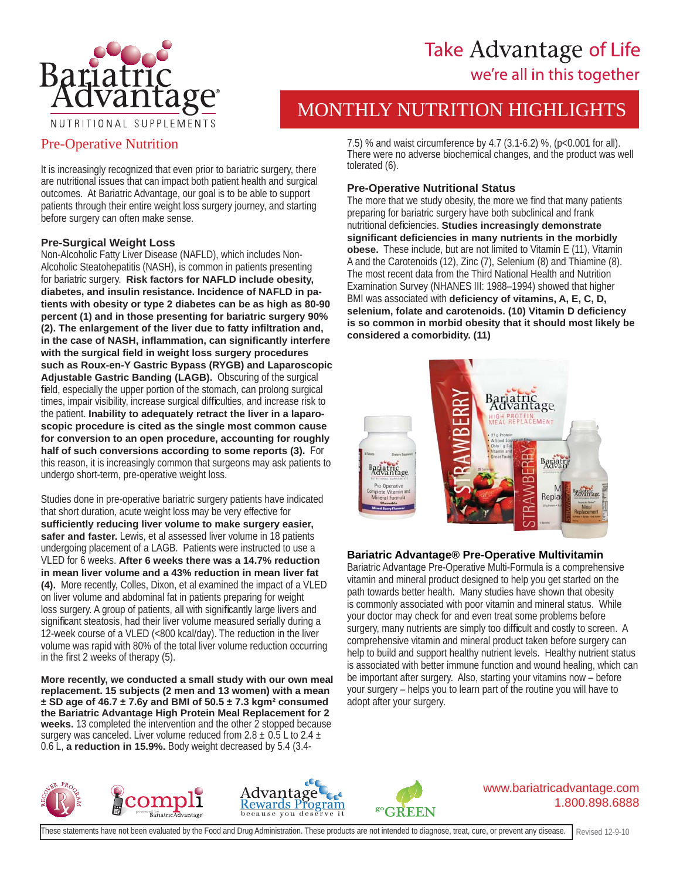# Take Advantage of Life

we're all in this together

## MONTHLY NUTRITION HIGHLIGHTS

## Pre-Operative Nutrition

It is increasingly recognized that even prior to bariatric surgery, there are nutritional issues that can impact both patient health and surgical outcomes. At Bariatric Advantage, our goal is to be able to support patients through their entire weight loss surgery journey, and starting before surgery can often make sense.

### Pre-Surgical Weight Loss

Non-Alcoholic Fatty Liver Disease (NAFLD), which includes Non-Alcoholic Steatohepatitis (NASH), is common in patients presenting for bariatric surgery. **Risk factors for NAFLD include obesity, diabetes, and insulin resistance. Incidence of NAFLD in patients with obesity or type 2 diabetes can be as high as 80-90 percent (1) and in those presenting for bariatric surgery 90% (2). The enlargement of the liver due to fatty infiltration and, in the case of NASH, inflammation, can significantly interfere with the surgical field in weight loss surgery procedures such as Roux-en-Y Gastric Bypass (RYGB) and Laparoscopic Adjustable Gastric Banding (LAGB).** Obscuring of the surgical field, especially the upper portion of the stomach, can prolong surgical times, impair visibility, increase surgical difficulties, and increase risk to the patient. **Inability to adequately retract the liver in a laparoscopic procedure is cited as the single most common cause for conversion to an open procedure, accounting for roughly half of such conversions according to some reports (3).** For this reason, it is increasingly common that surgeons may ask patients to undergo short-term, pre-operative weight loss.

Studies done in pre-operative bariatric surgery patients have indicated that short duration, acute weight loss may be very effective for **sufficiently reducing liver volume to make surgery easier, safer and faster.** Lewis, et al assessed liver volume in 18 patients undergoing placement of a LAGB. Patients were instructed to use a VLED for 6 weeks. **After 6 weeks there was a 14.7% reduction in mean liver volume and a 43% reduction in mean liver fat (4).** More recently, Colles, Dixon, et al examined the impact of a VLED on liver volume and abdominal fat in patients preparing for weight loss surgery. A group of patients, all with significantly large livers and significant steatosis, had their liver volume measured serially during a 12-week course of a VLED (<800 kcal/day). The reduction in the liver volume was rapid with 80% of the total liver volume reduction occurring in the first 2 weeks of therapy (5).

**More recently, we conducted a small study with our own meal replacement. 15 subjects (2 men and 13 women) with a mean ± SD age of 46.7 ± 7.6y and BMI of 50.5 ± 7.3 kgm² consumed the Bariatric Advantage High Protein Meal Replacement for 2 weeks.** 13 completed the intervention and the other 2 stopped because surgery was canceled. Liver volume reduced from 2.8 ± 0.5 L to 2.4 ± 0.6 L, **a reduction in 15.9%.** Body weight decreased by 5.4 (3.4-7.5) % and waist circumference by 4.7 (3.1-6.2) %, ($p<0.001$ for all). There were no adverse biochemical changes, and the product was well tolerated (6).

### Pre-Operative Nutritional Status

The more that we study obesity, the more we find that many patients preparing for bariatric surgery have both subclinical and frank nutritional deficiencies. **Studies increasingly demonstrate significant deficiencies in many nutrients in the morbidly obese.** These include, but are not limited to Vitamin E (11), Vitamin A and the Carotenoids (12), Zinc (7), Selenium (8) and Thiamine (8). The most recent data from the Third National Health and Nutrition Examination Survey (NHANES III: 1988–1994) showed that higher BMI was associated with **deficiency of vitamins, A, E, C, D, selenium, folate and carotenoids. (10) Vitamin D deficiency is so common in morbid obesity that it should most likely be considered a comorbidity. (11)**

### Bariatric Advantage® Pre-Operative Multivitamin

Bariatric Advantage Pre-Operative Multi-Formula is a comprehensive vitamin and mineral product designed to help you get started on the path towards better health. Many studies have shown that obesity is commonly associated with poor vitamin and mineral status. While your doctor may check for and even treat some problems before surgery, many nutrients are simply too difficult and costly to screen. A comprehensive vitamin and mineral product taken before surgery can help to build and support healthy nutrient levels. Healthy nutrient status is associated with better immune function and wound healing, which can be important after surgery. Also, starting your vitamins now – before your surgery – helps you to learn part of the routine you will have to adopt after your surgery.

www.bariatricadvantage.com
1.800.898.6888

These statements have not been evaluated by the Food and Drug Administration. These products are not intended to diagnose, treat, cure, or prevent any disease.

Revised 12-9-10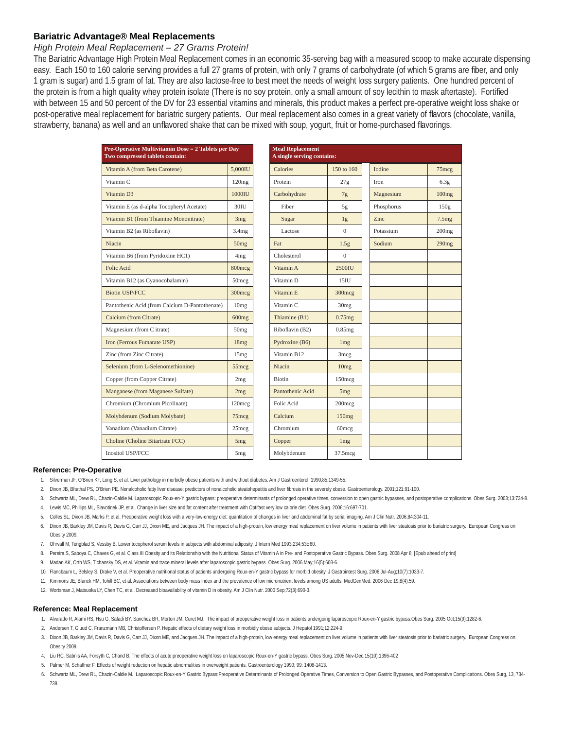## Bariatric Advantage® Meal Replacements

### *High Protein Meal Replacement – 27 Grams Protein!*

The Bariatric Advantage High Protein Meal Replacement comes in an economic 35-serving bag with a measured scoop to make accurate dispensing easy. Each 150 to 160 calorie serving provides a full 27 grams of protein, with only 7 grams of carbohydrate (of which 5 grams are fiber, and only 1 gram is sugar) and 1.5 gram of fat. They are also lactose-free to best meet the needs of weight loss surgery patients. One hundred percent of the protein is from a high quality whey protein isolate (There is no soy protein, only a small amount of soy lecithin to mask aftertaste). Fortified with between 15 and 50 percent of the DV for 23 essential vitamins and minerals, this product makes a perfect pre-operative weight loss shake or post-operative meal replacement for bariatric surgery patients. Our meal replacement also comes in a great variety of flavors (chocolate, vanilla, strawberry, banana) as well and an unflavored shake that can be mixed with soup, yogurt, fruit or home-purchased flavorings.

| Pre-Operative Multivitamin Dose = 2 Tablets per Day Two compressed tablets contain: | |
|---|---|
| Vitamin A (from Beta Carotene) | 5,000IU |
| Vitamin C | 120mg |
| Vitamin D3 | 1000IU |
| Vitamin E (as d-alpha Tocopheryl Acetate) | 30IU |
| Vitamin B1 (from Thiamine Mononitrate) | 3mg |
| Vitamin B2 (as Riboflavin) | 3.4mg |
| Niacin | 50mg |
| Vitamin B6 (from Pyridoxine HC1) | 4mg |
| Folic Acid | 800mcg |
| Vitamin B12 (as Cyanocobalamin) | 50mcg |
| Biotin USP/FCC | 300mcg |
| Pantothenic Acid (from Calcium D-Pantothenate) | 10mg |
| Calcium (from Citrate) | 600mg |
| Magnesium (from C itrate) | 50mg |
| Iron (Ferrous Fumarate USP) | 18mg |
| Zinc (from Zinc Citrate) | 15mg |
| Selenium (from L-Selenomethionine) | 55mcg |
| Copper (from Copper Citrate) | 2mg |
| Manganese (from Maganese Sulfate) | 2mg |
| Chromium (Chromium Picolinate) | 120mcg |
| Molybdenum (Sodium Molybate) | 75mcg |
| Vanadium (Vanadium Citrate) | 25mcg |
| Choline (Choline Bitartrate FCC) | 5mg |
| Inositol USP/FCC | 5mg |

| Meal Replacement A single serving contains: | | | |
|---|---|---|---|
| Calories | 150 to 160 | Iodine | 75mcg |
| Protein | 27g | Iron | 6.3g |
| Carbohydrate | 7g | Magnesium | 100mg |
| Fiber | 5g | Phosphorus | 150g |
| Sugar | 1g | Zinc | 7.5mg |
| Lactose | 0 | Potassium | 200mg |
| Fat | 1.5g | Sodium | 290mg |
| Cholesterol | 0 | | |
| Vitamin A | 2500IU | | |
| Vitamin D | 15IU | | |
| Vitamin E | 300mcg | | |
| Vitamin C | 30mg | | |
| Thiamine (B1) | 0.75mg | | |
| Riboflavin (B2) | 0.85mg | | |
| Pydroxine (B6) | 1mg | | |
| Vitamin B12 | 3mcg | | |
| Niacin | 10mg | | |
| Biotin | 150mcg | | |
| Pantothenic Acid | 5mg | | |
| Folic Acid | 200mcg | | |
| Calcium | 150mg | | |
| Chromium | 60mcg | | |
| Copper | 1mg | | |
| Molybdenum | 37.5mcg | | |

### Reference: Pre-Operative

1. Silverman JF, O'Brien KF, Long S, et al. Liver pathology in morbidly obese patients with and without diabetes. Am J Gastroenterol. 1990;85:1349-55.
2. Dixon JB, Bhathal PS, O'Brien PE. Nonalcoholic fatty liver disease: predictors of nonalcoholic steatohepatitis and liver fibrosis in the severely obese. Gastroenterology. 2001;121:91-100.
3. Schwartz ML, Drew RL, Chazin-Caldie M. Laparoscopic Roux-en-Y gastric bypass: preoperative determinants of prolonged operative times, conversion to open gastric bypasses, and postoperative complications. Obes Surg. 2003;13:734-8.
4. Lewis MC, Phillips ML, Slavotinek JP, et al. Change in liver size and fat content after treatment with Optifast very low calorie diet. Obes Surg. 2006;16:697-701.
5. Colles SL, Dixon JB, Marks P, et al. Preoperative weight loss with a very-low-energy diet: quantitation of changes in liver and abdominal fat by serial imaging. Am J Clin Nutr. 2006;84:304-11.
6. Dixon JB, Barkley JM, Davis R, Davis G, Carr JJ, Dixon ME, and Jacques JH. The impact of a high-protein, low energy meal replacement on liver volume in patients with liver steatosis prior to bariatric surgery. European Congress on Obesity 2009.
7. Ohrvall M, Tengblad S, Vessby B. Lower tocopherol serum levels in subjects with abdominal adiposity. J Intern Med 1993;234:53±60.
8. Pereira S, Saboya C, Chaves G, et al. Class III Obesity and its Relationship with the Nutritional Status of Vitamin A in Pre- and Postoperative Gastric Bypass. Obes Surg. 2008 Apr 8. [Epub ahead of print]
9. Madan AK, Orth WS, Tichansky DS, et al. Vitamin and trace mineral levels after laparoscopic gastric bypass. Obes Surg. 2006 May;16(5):603-6.
10. Flancbaum L, Belsley S, Drake V, et al. Preoperative nutritional status of patients undergoing Roux-en-Y gastric bypass for morbid obesity. J Gastrointest Surg. 2006 Jul-Aug;10(7):1033-7.
11. Kimmons JE, Blanck HM, Tohill BC, et al. Associations between body mass index and the prevalence of low micronutrient levels among US adults. MedGenMed. 2006 Dec 19;8(4):59.
12. Wortsman J, Matsuoka LY, Chen TC, et al. Decreased bioavailability of vitamin D in obesity. Am J Clin Nutr. 2000 Sep;72(3):690-3.

### Reference: Meal Replacement

1. Alvarado R, Alami RS, Hsu G, Safadi BY, Sanchez BR, Morton JM, Curet MJ. The impact of preoperative weight loss in patients undergoing laparoscopic Roux-en-Y gastric bypass.Obes Surg. 2005 Oct;15(9):1282-6.
2. Andersen T, Gluud C, Franzmann MB, Christoffersen P. Hepatic effects of dietary weight loss in morbidly obese subjects. J Hepatol 1991;12:224-9.
3. Dixon JB, Barkley JM, Davis R, Davis G, Carr JJ, Dixon ME, and Jacques JH. The impact of a high-protein, low energy meal replacement on liver volume in patients with liver steatosis prior to bariatric surgery. European Congress on Obesity 2009.
4. Liu RC, Sabnis AA, Forsyth C, Chand B. The effects of acute preoperative weight loss on laparoscopic Roux-en-Y gastric bypass. Obes Surg. 2005 Nov-Dec;15(10):1396-402
5. Palmer M, Schaffner F. Effects of weight reduction on hepatic abnormalities in overweight patients. Gastroenterology 1990; 99: 1408-1413.
6. Schwartz ML, Drew RL, Chazin-Caldie M. Laparoscopic Roux-en-Y Gastric Bypass:Preoperative Determinants of Prolonged Operative Times, Conversion to Open Gastric Bypasses, and Postoperative Complications. Obes Surg, 13, 734-738.